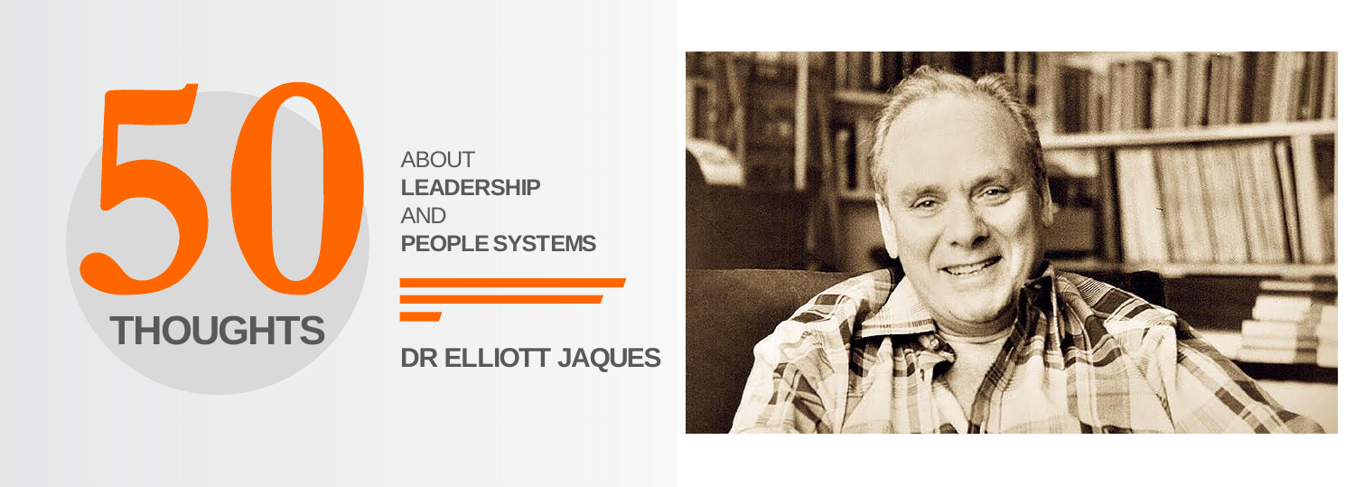# 50 THOUGHTS

ABOUT **LEADERSHIP** AND **PEOPLE SYSTEMS**

**DR ELLIOTT JAQUES**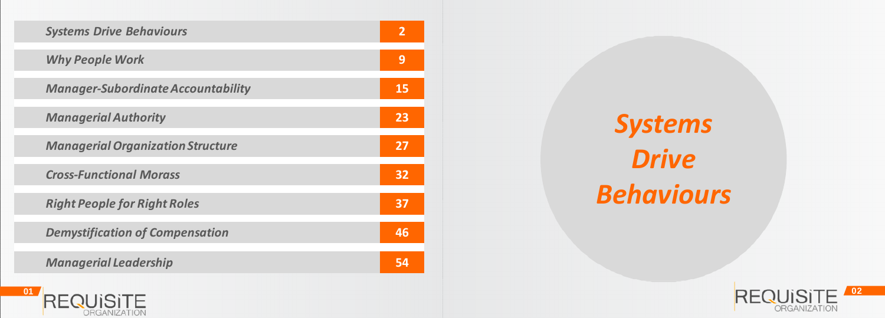| | |
|---|---|
| *Systems Drive Behaviours* | 2 |
| *Why People Work* | 9 |
| *Manager-Subordinate Accountability* | 15 |
| *Managerial Authority* | 23 |
| *Managerial Organization Structure* | 27 |
| *Cross-Functional Morass* | 32 |
| *Right People for Right Roles* | 37 |
| *Demystification of Compensation* | 46 |
| *Managerial Leadership* | 54 |

# *Systems Drive Behaviours*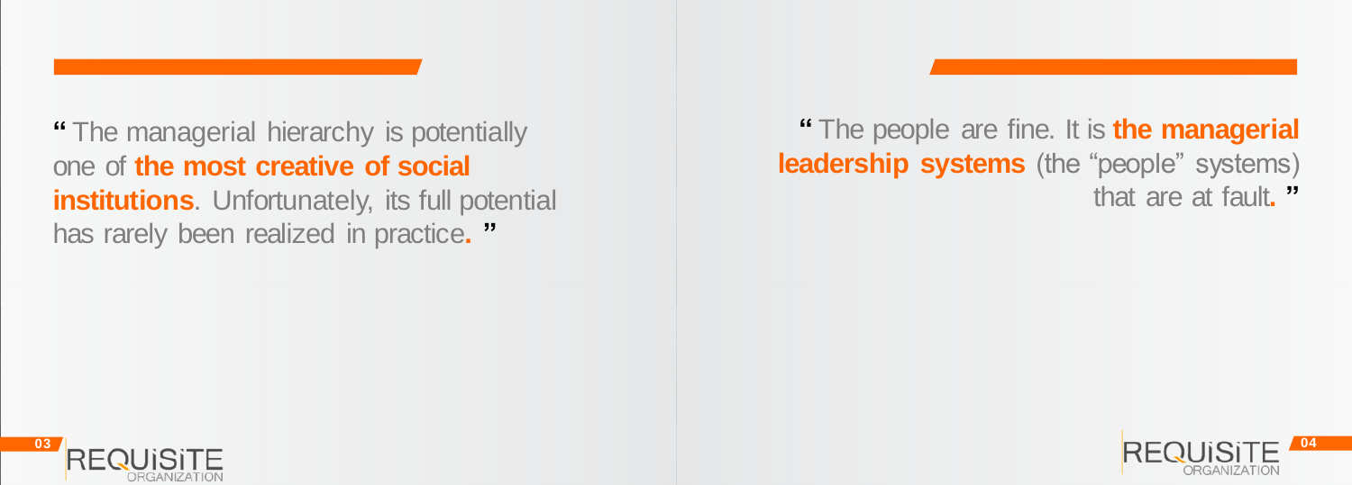" The managerial hierarchy is potentially one of **the most creative of social institutions**. Unfortunately, its full potential has rarely been realized in practice. "

" The people are fine. It is **the managerial leadership systems** (the "people" systems) that are at fault. "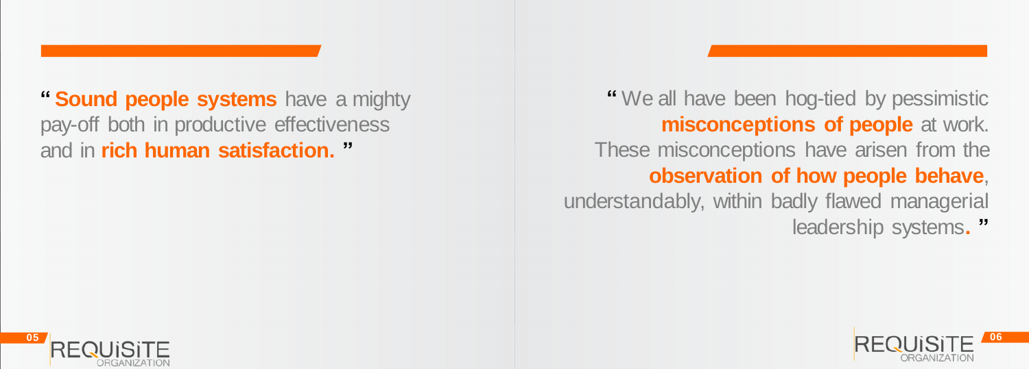“ **Sound people systems** have a mighty pay-off both in productive effectiveness and in **rich human satisfaction.** ”

“ We all have been hog-tied by pessimistic **misconceptions of people** at work. These misconceptions have arisen from the **observation of how people behave**, understandably, within badly flawed managerial leadership systems. ”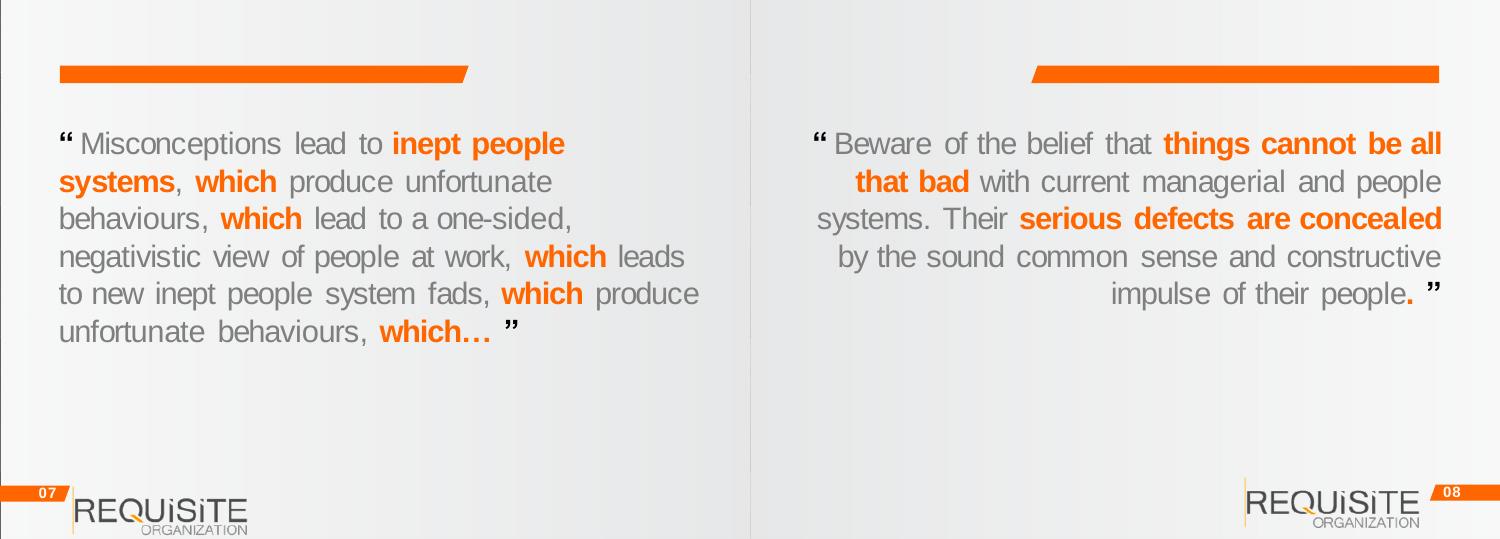" Misconceptions lead to **inept people systems**, **which** produce unfortunate behaviours, **which** lead to a one-sided, negativistic view of people at work, **which** leads to new inept people system fads, **which** produce unfortunate behaviours, **which…** "

" Beware of the belief that **things cannot be all that bad** with current managerial and people systems. Their **serious defects are concealed** by the sound common sense and constructive impulse of their people**.** "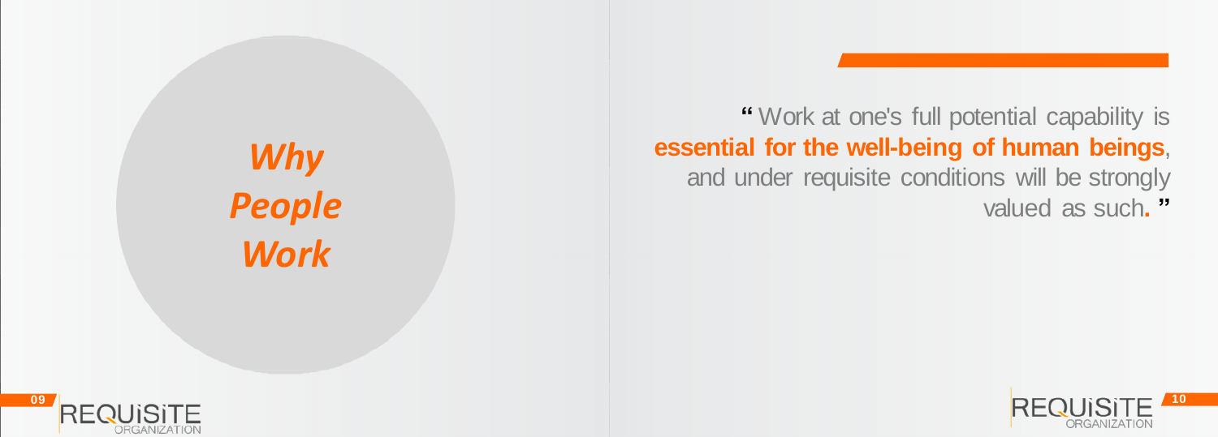# *Why People Work*

" Work at one's full potential capability is **essential for the well-being of human beings**, and under requisite conditions will be strongly valued as such. "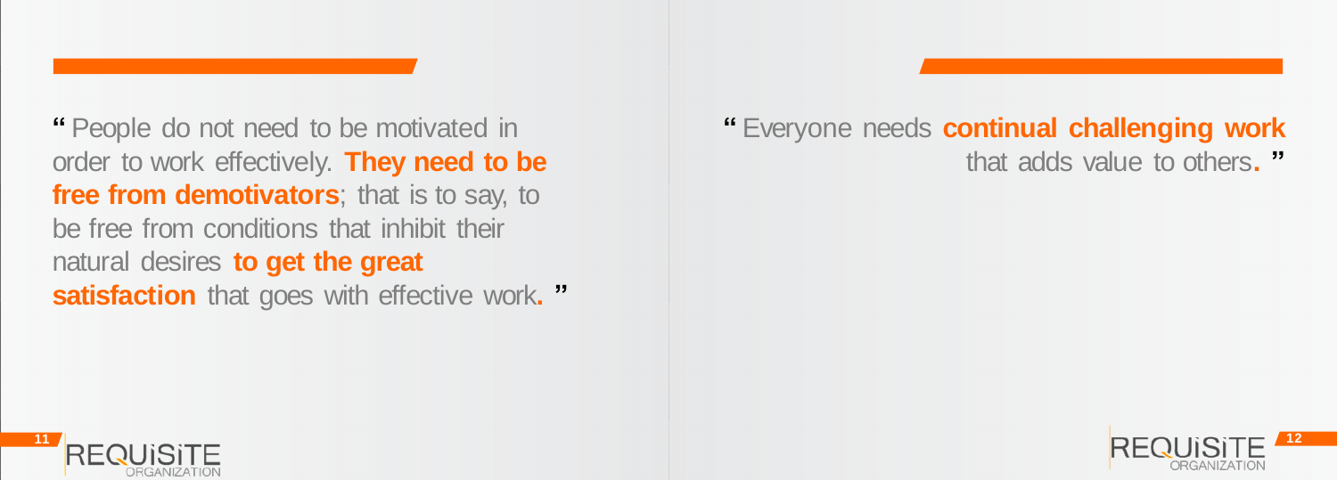" People do not need to be motivated in order to work effectively. **They need to be free from demotivators**; that is to say, to be free from conditions that inhibit their natural desires **to get the great satisfaction** that goes with effective work. "

" Everyone needs **continual challenging work** that adds value to others. "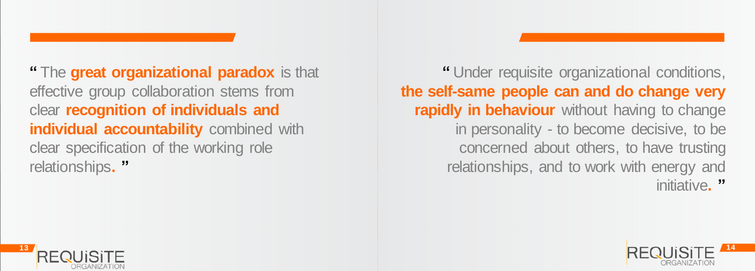" The **great organizational paradox** is that effective group collaboration stems from clear **recognition of individuals and individual accountability** combined with clear specification of the working role relationships. "

" Under requisite organizational conditions, **the self-same people can and do change very rapidly in behaviour** without having to change in personality - to become decisive, to be concerned about others, to have trusting relationships, and to work with energy and initiative. "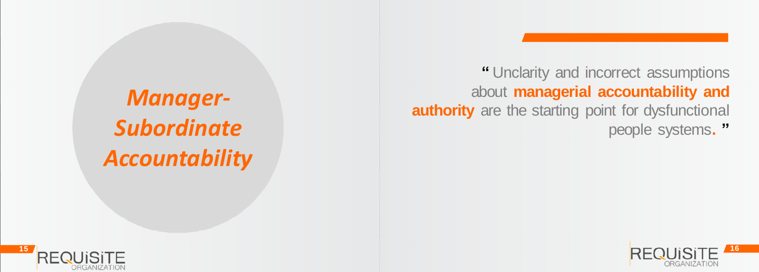# *Manager-Subordinate Accountability*

> “ Unclarity and incorrect assumptions about **managerial accountability and authority** are the starting point for dysfunctional people systems. ”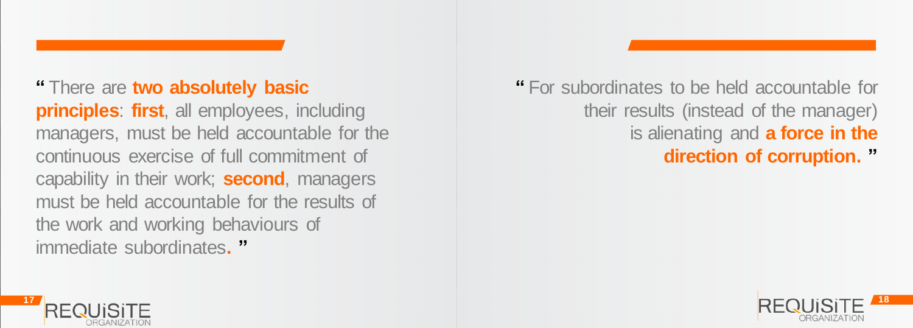" There are **two absolutely basic principles**: **first**, all employees, including managers, must be held accountable for the continuous exercise of full commitment of capability in their work; **second**, managers must be held accountable for the results of the work and working behaviours of immediate subordinates. "

" For subordinates to be held accountable for their results (instead of the manager) is alienating and **a force in the direction of corruption.** "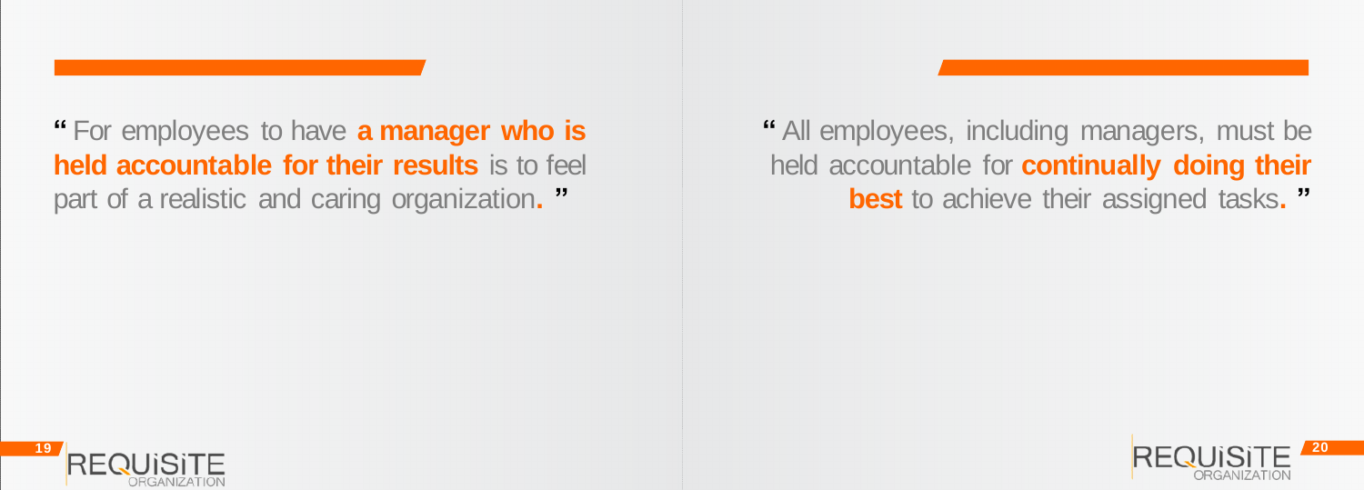“ For employees to have **a manager who is held accountable for their results** is to feel part of a realistic and caring organization. ”

“ All employees, including managers, must be held accountable for **continually doing their best** to achieve their assigned tasks. ”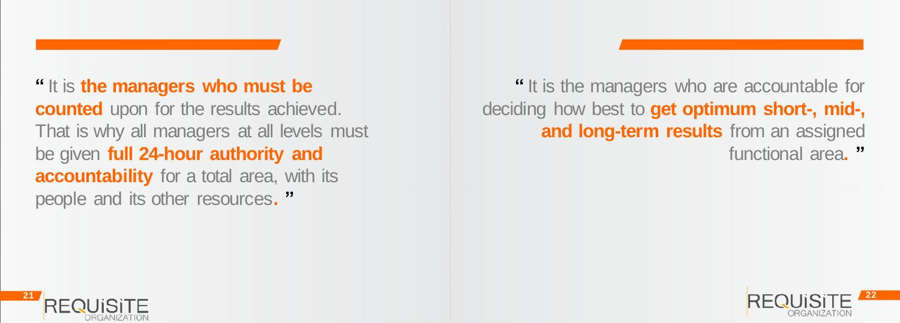" It is **the managers who must be counted** upon for the results achieved. That is why all managers at all levels must be given **full 24-hour authority and accountability** for a total area, with its people and its other resources. "

" It is the managers who are accountable for deciding how best to **get optimum short-, mid-, and long-term results** from an assigned functional area. "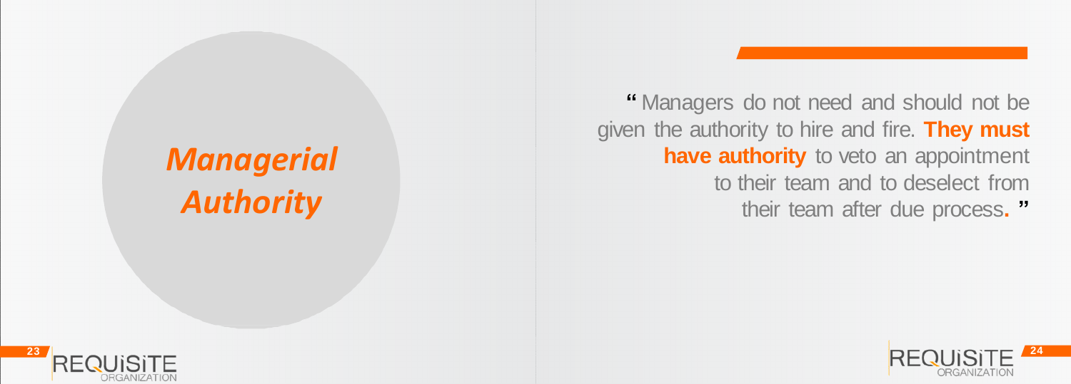# *Managerial Authority*

" Managers do not need and should not be given the authority to hire and fire. **They must have authority** to veto an appointment to their team and to deselect from their team after due process. "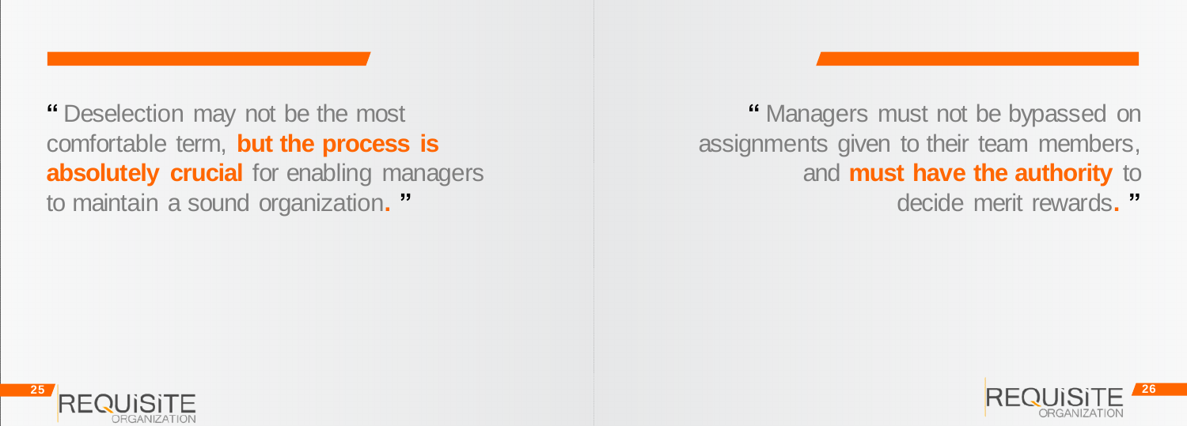" Deselection may not be the most comfortable term, **but the process is absolutely crucial** for enabling managers to maintain a sound organization. "

" Managers must not be bypassed on assignments given to their team members, and **must have the authority** to decide merit rewards. "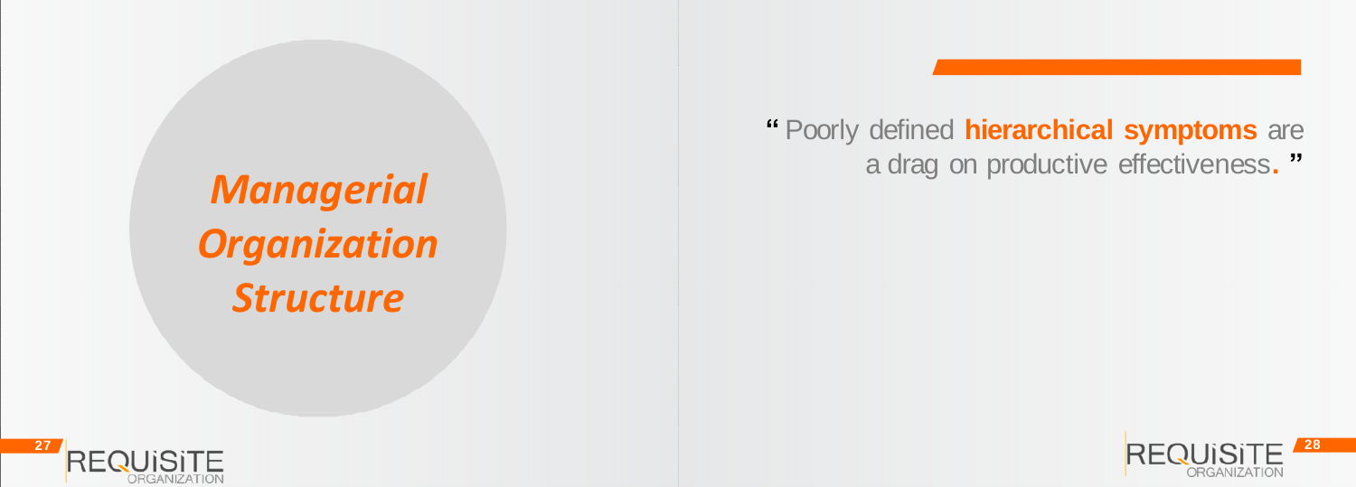## *Managerial Organization Structure*

"Poorly defined **hierarchical symptoms** are a drag on productive effectiveness."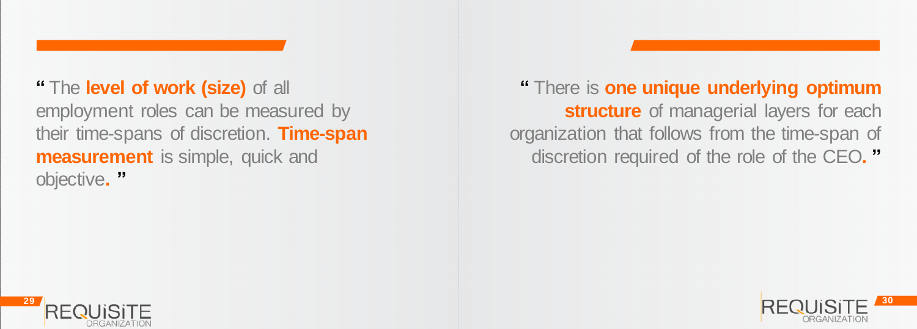" The **level of work (size)** of all employment roles can be measured by their time-spans of discretion. **Time-span measurement** is simple, quick and objective. "

" There is **one unique underlying optimum structure** of managerial layers for each organization that follows from the time-span of discretion required of the role of the CEO. "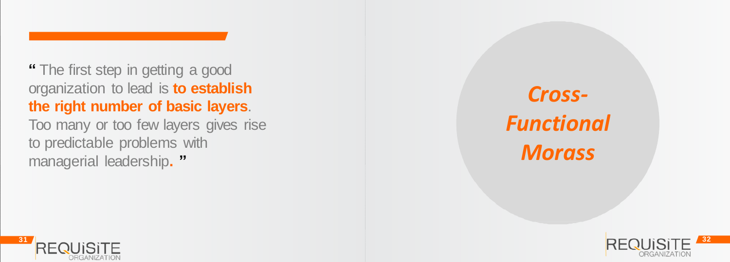" The first step in getting a good organization to lead is **to establish the right number of basic layers**. Too many or too few layers gives rise to predictable problems with managerial leadership. "

***Cross-Functional Morass***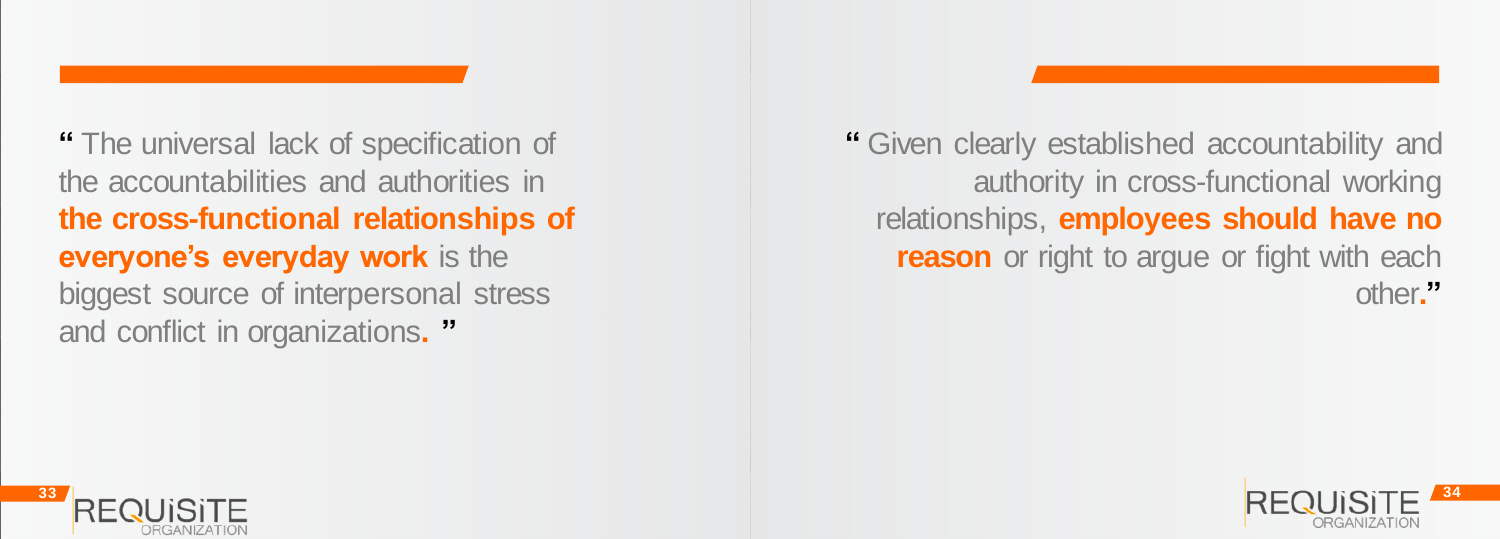" The universal lack of specification of the accountabilities and authorities in **the cross-functional relationships of everyone's everyday work** is the biggest source of interpersonal stress and conflict in organizations. "

" Given clearly established accountability and authority in cross-functional working relationships, **employees should have no reason** or right to argue or fight with each other."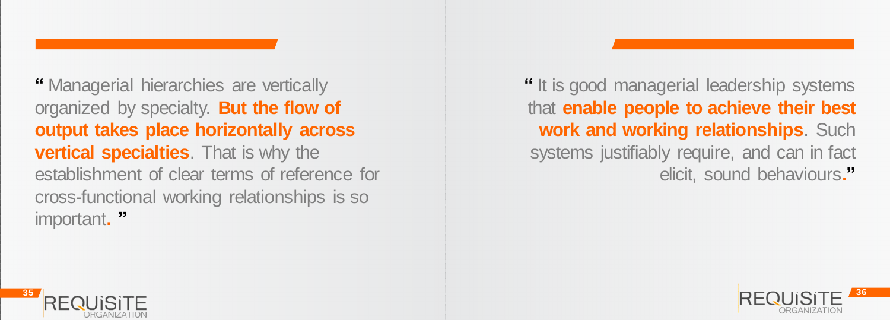" Managerial hierarchies are vertically organized by specialty. **But the flow of output takes place horizontally across vertical specialties**. That is why the establishment of clear terms of reference for cross-functional working relationships is so important. "

" It is good managerial leadership systems that **enable people to achieve their best work and working relationships**. Such systems justifiably require, and can in fact elicit, sound behaviours."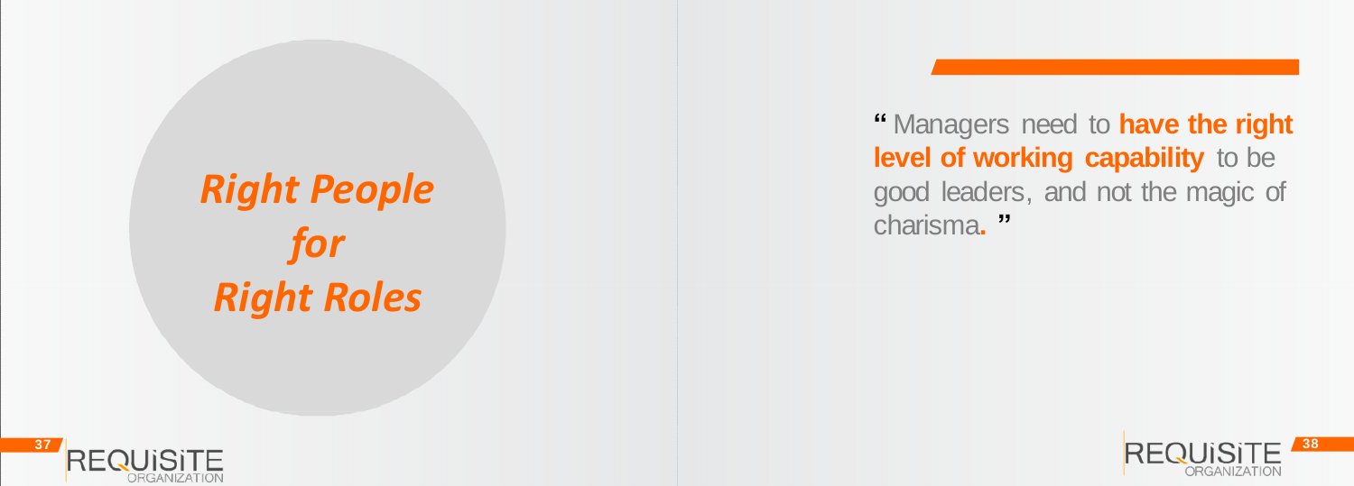# *Right People for Right Roles*

" Managers need to **have the right level of working capability** to be good leaders, and not the magic of charisma. "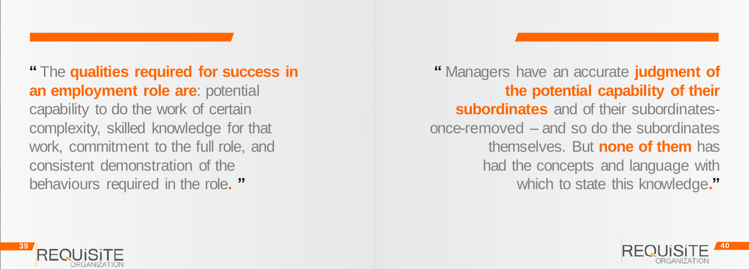" The **qualities required for success in an employment role are**: potential capability to do the work of certain complexity, skilled knowledge for that work, commitment to the full role, and consistent demonstration of the behaviours required in the role. "

" Managers have an accurate **judgment of the potential capability of their subordinates** and of their subordinates-once-removed – and so do the subordinates themselves. But **none of them** has had the concepts and language with which to state this knowledge."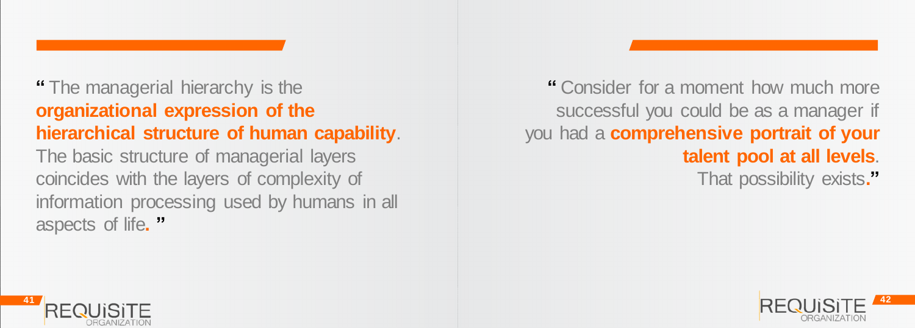" The managerial hierarchy is the **organizational expression of the hierarchical structure of human capability**. The basic structure of managerial layers coincides with the layers of complexity of information processing used by humans in all aspects of life. "

" Consider for a moment how much more successful you could be as a manager if you had a **comprehensive portrait of your talent pool at all levels**. That possibility exists."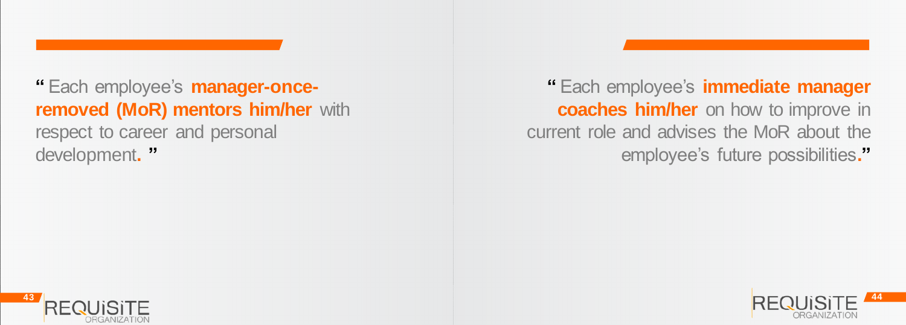" Each employee's **manager-once-removed (MoR) mentors him/her** with respect to career and personal development. "

" Each employee's **immediate manager coaches him/her** on how to improve in current role and advises the MoR about the employee's future possibilities."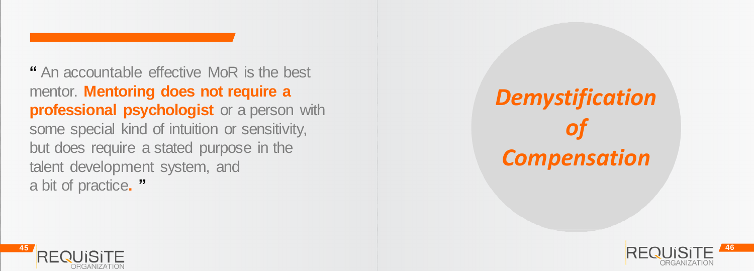" An accountable effective MoR is the best mentor. **Mentoring does not require a professional psychologist** or a person with some special kind of intuition or sensitivity, but does require a stated purpose in the talent development system, and a bit of practice. "

# *Demystification of Compensation*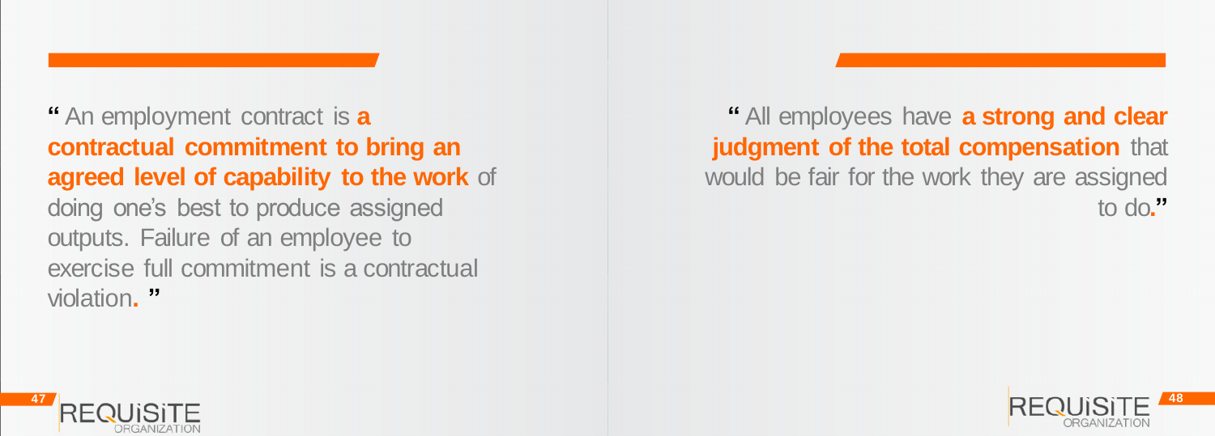“ An employment contract is **a contractual commitment to bring an agreed level of capability to the work** of doing one’s best to produce assigned outputs. Failure of an employee to exercise full commitment is a contractual violation. ”

“ All employees have **a strong and clear judgment of the total compensation** that would be fair for the work they are assigned to do.”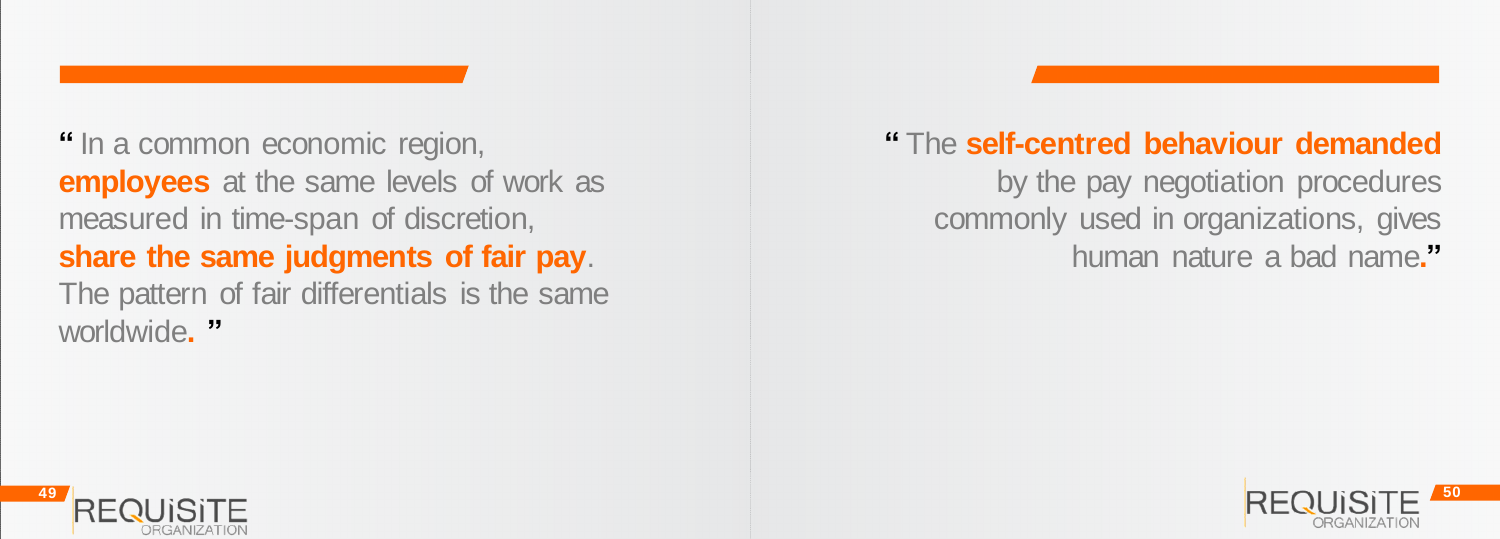" In a common economic region, **employees** at the same levels of work as measured in time-span of discretion, **share the same judgments of fair pay**. The pattern of fair differentials is the same worldwide. "

" The **self-centred behaviour demanded** by the pay negotiation procedures commonly used in organizations, gives human nature a bad name."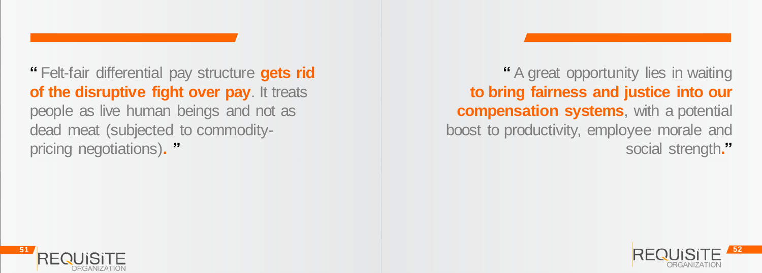" Felt-fair differential pay structure **gets rid of the disruptive fight over pay**. It treats people as live human beings and not as dead meat (subjected to commodity-pricing negotiations). "

" A great opportunity lies in waiting **to bring fairness and justice into our compensation systems**, with a potential boost to productivity, employee morale and social strength."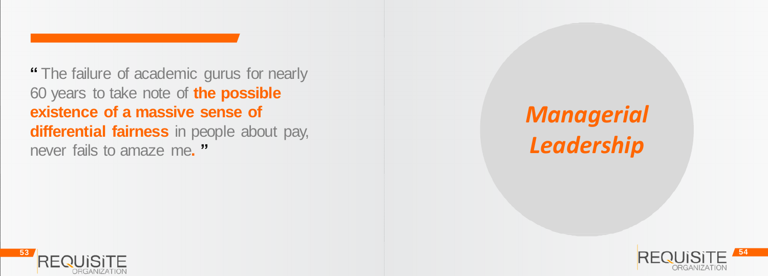" The failure of academic gurus for nearly 60 years to take note of **the possible existence of a massive sense of differential fairness** in people about pay, never fails to amaze me. "

# *Managerial Leadership*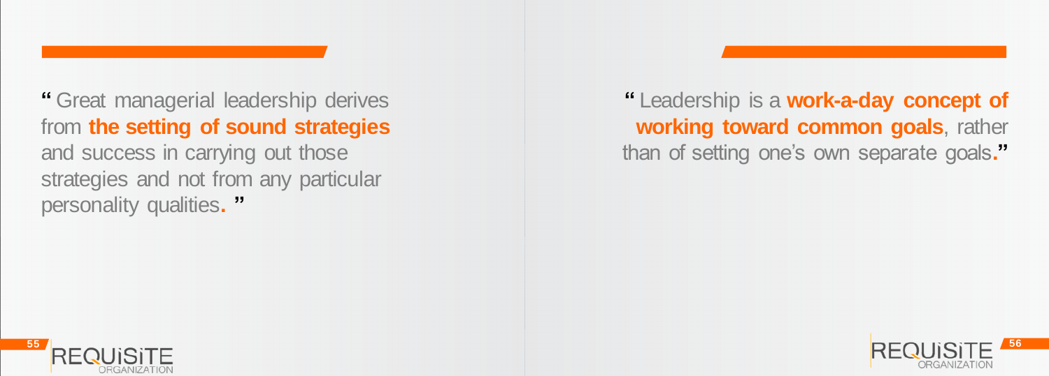" Great managerial leadership derives from **the setting of sound strategies** and success in carrying out those strategies and not from any particular personality qualities. "

" Leadership is a **work-a-day concept of working toward common goals**, rather than of setting one's own separate goals."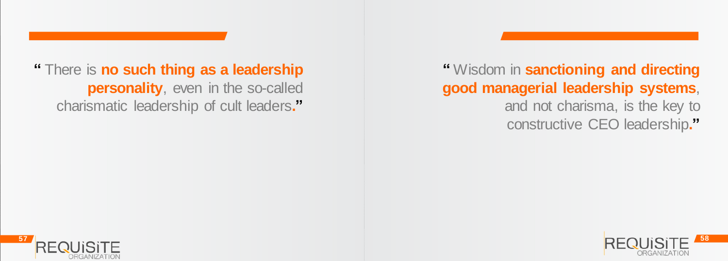" There is **no such thing as a leadership personality**, even in the so-called charismatic leadership of cult leaders."

" Wisdom in **sanctioning and directing good managerial leadership systems**, and not charisma, is the key to constructive CEO leadership."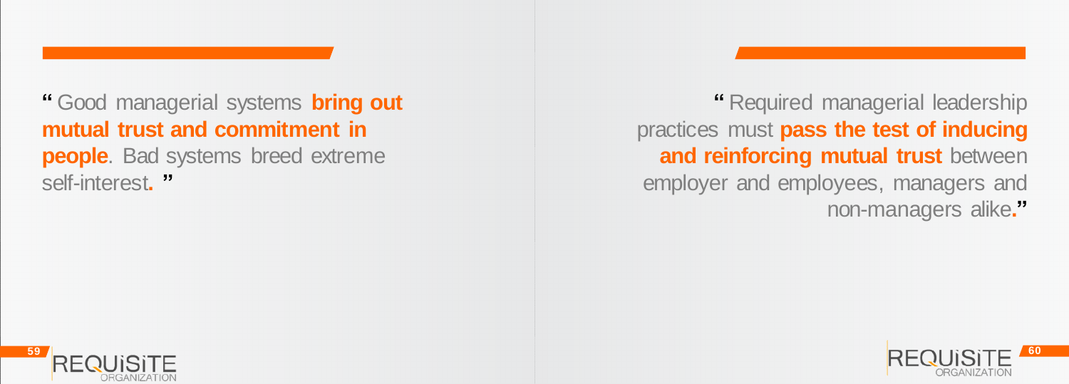"Good managerial systems **bring out mutual trust and commitment in people**. Bad systems breed extreme self-interest."

"Required managerial leadership practices must **pass the test of inducing and reinforcing mutual trust** between employer and employees, managers and non-managers alike."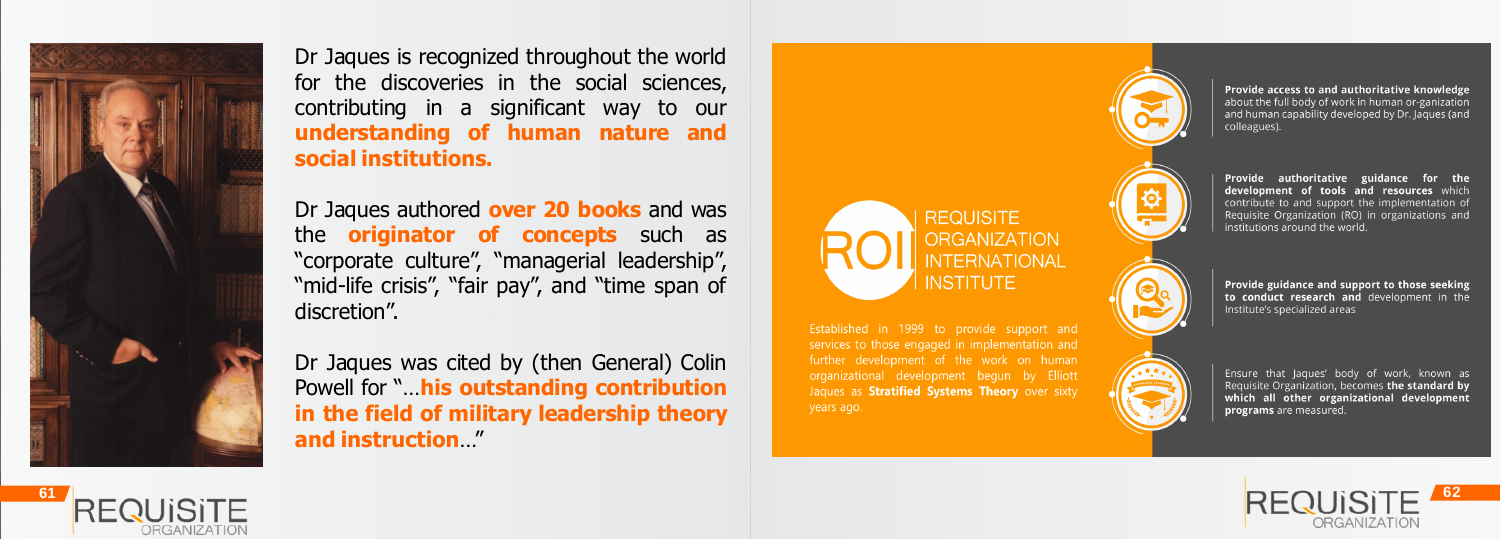Dr Jaques is recognized throughout the world for the discoveries in the social sciences, contributing in a significant way to our **understanding of human nature and social institutions.**

Dr Jaques authored **over 20 books** and was the **originator of concepts** such as "corporate culture", "managerial leadership", "mid-life crisis", "fair pay", and "time span of discretion".

Dr Jaques was cited by (then General) Colin Powell for "…**his outstanding contribution in the field of military leadership theory and instruction**…"

## REQUISITE ORGANIZATION INTERNATIONAL INSTITUTE

Established in 1999 to provide support and services to those engaged in implementation and further development of the work on human organizational development begun by Elliott Jaques as **Stratified Systems Theory** over sixty years ago.

**Provide access to and authoritative knowledge** about the full body of work in human or-ganization and human capability developed by Dr. Jaques (and colleagues).

**Provide authoritative guidance for the development of tools and resources** which contribute to and support the implementation of Requisite Organization (RO) in organizations and institutions around the world.

**Provide guidance and support to those seeking to conduct research and** development in the Institute's specialized areas

Ensure that Jaques' body of work, known as Requisite Organization, becomes **the standard by which all other organizational development programs** are measured.